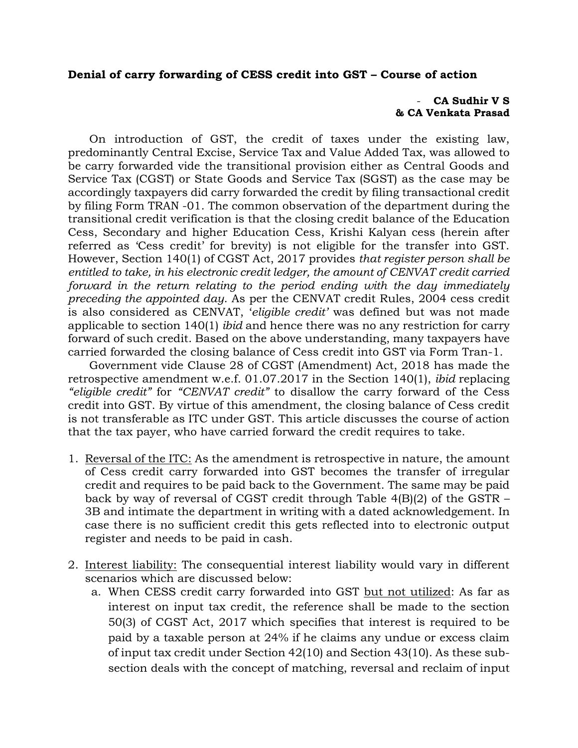**Denial of carry forwarding of CESS credit into GST – Course of action**

- **CA Sudhir V S & CA Venkata Prasad**

On introduction of GST, the credit of taxes under the existing law, predominantly Central Excise, Service Tax and Value Added Tax, was allowed to be carry forwarded vide the transitional provision either as Central Goods and Service Tax (CGST) or State Goods and Service Tax (SGST) as the case may be accordingly taxpayers did carry forwarded the credit by filing transactional credit by filing Form TRAN -01. The common observation of the department during the transitional credit verification is that the closing credit balance of the Education Cess, Secondary and higher Education Cess, Krishi Kalyan cess (herein after referred as 'Cess credit' for brevity) is not eligible for the transfer into GST. However, Section 140(1) of CGST Act, 2017 provides *that register person shall be entitled to take, in his electronic credit ledger, the amount of CENVAT credit carried forward in the return relating to the period ending with the day immediately preceding the appointed day*. As per the CENVAT credit Rules, 2004 cess credit is also considered as CENVAT, '*eligible credit*' was defined but was not made applicable to section 140(1) *ibid* and hence there was no any restriction for carry forward of such credit. Based on the above understanding, many taxpayers have carried forwarded the closing balance of Cess credit into GST via Form Tran-1.

Government vide Clause 28 of CGST (Amendment) Act, 2018 has made the retrospective amendment w.e.f. 01.07.2017 in the Section 140(1), *ibid* replacing *"eligible credit"* for *"CENVAT credit"* to disallow the carry forward of the Cess credit into GST. By virtue of this amendment, the closing balance of Cess credit is not transferable as ITC under GST. This article discusses the course of action that the tax payer, who have carried forward the credit requires to take.

1. Reversal of the ITC: As the amendment is retrospective in nature, the amount of Cess credit carry forwarded into GST becomes the transfer of irregular credit and requires to be paid back to the Government. The same may be paid back by way of reversal of CGST credit through Table 4(B)(2) of the GSTR – 3B and intimate the department in writing with a dated acknowledgement. In case there is no sufficient credit this gets reflected into to electronic output register and needs to be paid in cash.

2. Interest liability: The consequential interest liability would vary in different scenarios which are discussed below:
   a. When CESS credit carry forwarded into GST but not utilized: As far as interest on input tax credit, the reference shall be made to the section 50(3) of CGST Act, 2017 which specifies that interest is required to be paid by a taxable person at 24% if he claims any undue or excess claim of input tax credit under Section 42(10) and Section 43(10). As these sub-section deals with the concept of matching, reversal and reclaim of input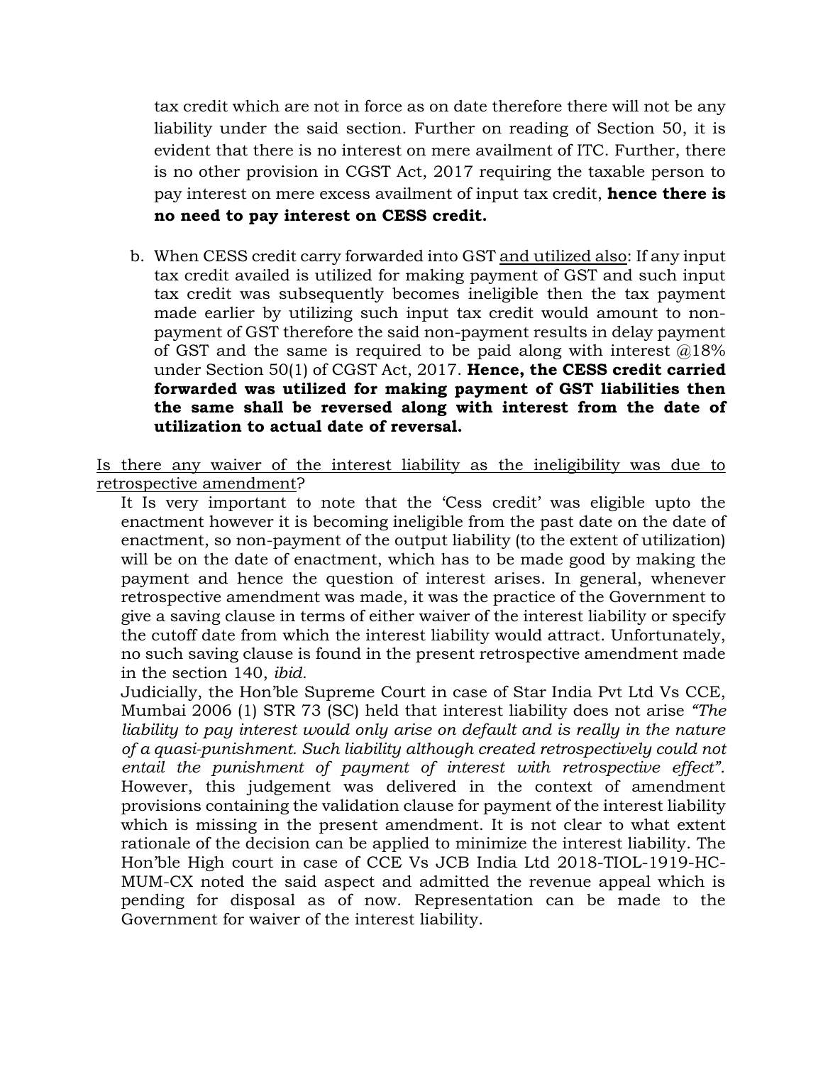tax credit which are not in force as on date therefore there will not be any liability under the said section. Further on reading of Section 50, it is evident that there is no interest on mere availment of ITC. Further, there is no other provision in CGST Act, 2017 requiring the taxable person to pay interest on mere excess availment of input tax credit, **hence there is no need to pay interest on CESS credit.**

b. When CESS credit carry forwarded into GST and utilized also: If any input tax credit availed is utilized for making payment of GST and such input tax credit was subsequently becomes ineligible then the tax payment made earlier by utilizing such input tax credit would amount to non-payment of GST therefore the said non-payment results in delay payment of GST and the same is required to be paid along with interest @18% under Section 50(1) of CGST Act, 2017. **Hence, the CESS credit carried forwarded was utilized for making payment of GST liabilities then the same shall be reversed along with interest from the date of utilization to actual date of reversal.**

Is there any waiver of the interest liability as the ineligibility was due to retrospective amendment?

It Is very important to note that the 'Cess credit' was eligible upto the enactment however it is becoming ineligible from the past date on the date of enactment, so non-payment of the output liability (to the extent of utilization) will be on the date of enactment, which has to be made good by making the payment and hence the question of interest arises. In general, whenever retrospective amendment was made, it was the practice of the Government to give a saving clause in terms of either waiver of the interest liability or specify the cutoff date from which the interest liability would attract. Unfortunately, no such saving clause is found in the present retrospective amendment made in the section 140, *ibid.*

Judicially, the Hon'ble Supreme Court in case of Star India Pvt Ltd Vs CCE, Mumbai 2006 (1) STR 73 (SC) held that interest liability does not arise *"The liability to pay interest would only arise on default and is really in the nature of a quasi-punishment. Such liability although created retrospectively could not entail the punishment of payment of interest with retrospective effect".* However, this judgement was delivered in the context of amendment provisions containing the validation clause for payment of the interest liability which is missing in the present amendment. It is not clear to what extent rationale of the decision can be applied to minimize the interest liability. The Hon'ble High court in case of CCE Vs JCB India Ltd 2018-TIOL-1919-HC-MUM-CX noted the said aspect and admitted the revenue appeal which is pending for disposal as of now. Representation can be made to the Government for waiver of the interest liability.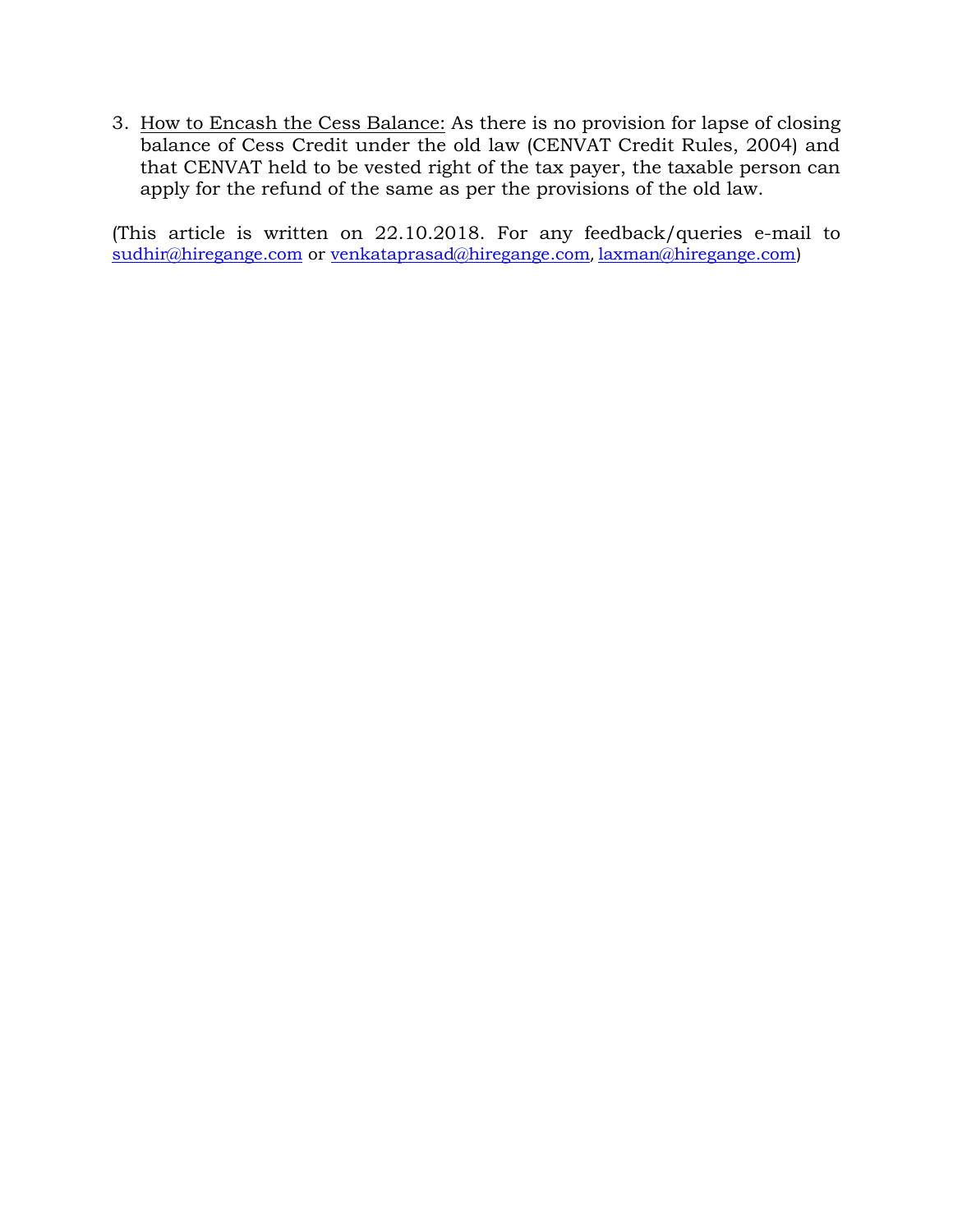3. <u>How to Encash the Cess Balance:</u> As there is no provision for lapse of closing balance of Cess Credit under the old law (CENVAT Credit Rules, 2004) and that CENVAT held to be vested right of the tax payer, the taxable person can apply for the refund of the same as per the provisions of the old law.

(This article is written on 22.10.2018. For any feedback/queries e-mail to sudhir@hiregange.com or venkataprasad@hiregange.com, laxman@hiregange.com)